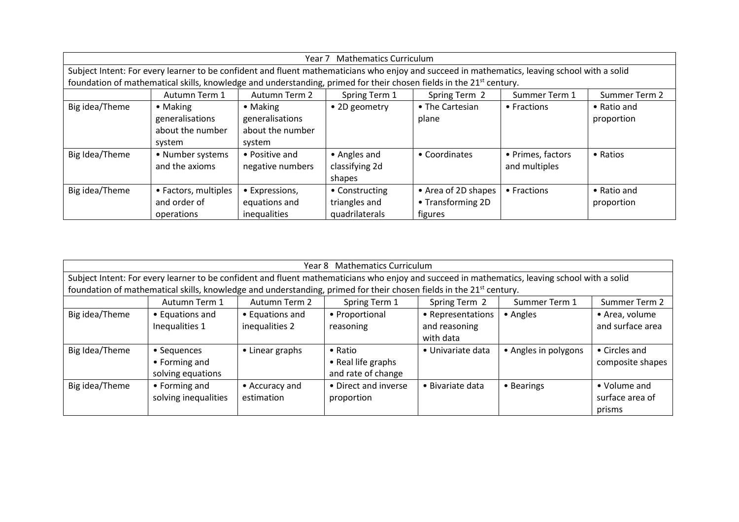| Year 7 Mathematics Curriculum | | | | | | |
|---|---|---|---|---|---|---|
| Subject Intent: For every learner to be confident and fluent mathematicians who enjoy and succeed in mathematics, leaving school with a solid foundation of mathematical skills, knowledge and understanding, primed for their chosen fields in the 21st century. | | | | | | |
| | Autumn Term 1 | Autumn Term 2 | Spring Term 1 | Spring Term 2 | Summer Term 1 | Summer Term 2 |
| Big idea/Theme | • Making generalisations about the number system | • Making generalisations about the number system | • 2D geometry | • The Cartesian plane | • Fractions | • Ratio and proportion |
| Big Idea/Theme | • Number systems and the axioms | • Positive and negative numbers | • Angles and classifying 2d shapes | • Coordinates | • Primes, factors and multiples | • Ratios |
| Big idea/Theme | • Factors, multiples and order of operations | • Expressions, equations and inequalities | • Constructing triangles and quadrilaterals | • Area of 2D shapes<br>• Transforming 2D figures | • Fractions | • Ratio and proportion |

| Year 8 Mathematics Curriculum | | | | | | |
|---|---|---|---|---|---|---|
| Subject Intent: For every learner to be confident and fluent mathematicians who enjoy and succeed in mathematics, leaving school with a solid foundation of mathematical skills, knowledge and understanding, primed for their chosen fields in the 21st century. | | | | | | |
| | Autumn Term 1 | Autumn Term 2 | Spring Term 1 | Spring Term 2 | Summer Term 1 | Summer Term 2 |
| Big idea/Theme | • Equations and Inequalities 1 | • Equations and inequalities 2 | • Proportional reasoning | • Representations and reasoning with data | • Angles | • Area, volume and surface area |
| Big Idea/Theme | • Sequences<br>• Forming and solving equations | • Linear graphs | • Ratio<br>• Real life graphs and rate of change | • Univariate data | • Angles in polygons | • Circles and composite shapes |
| Big idea/Theme | • Forming and solving inequalities | • Accuracy and estimation | • Direct and inverse proportion | • Bivariate data | • Bearings | • Volume and surface area of prisms |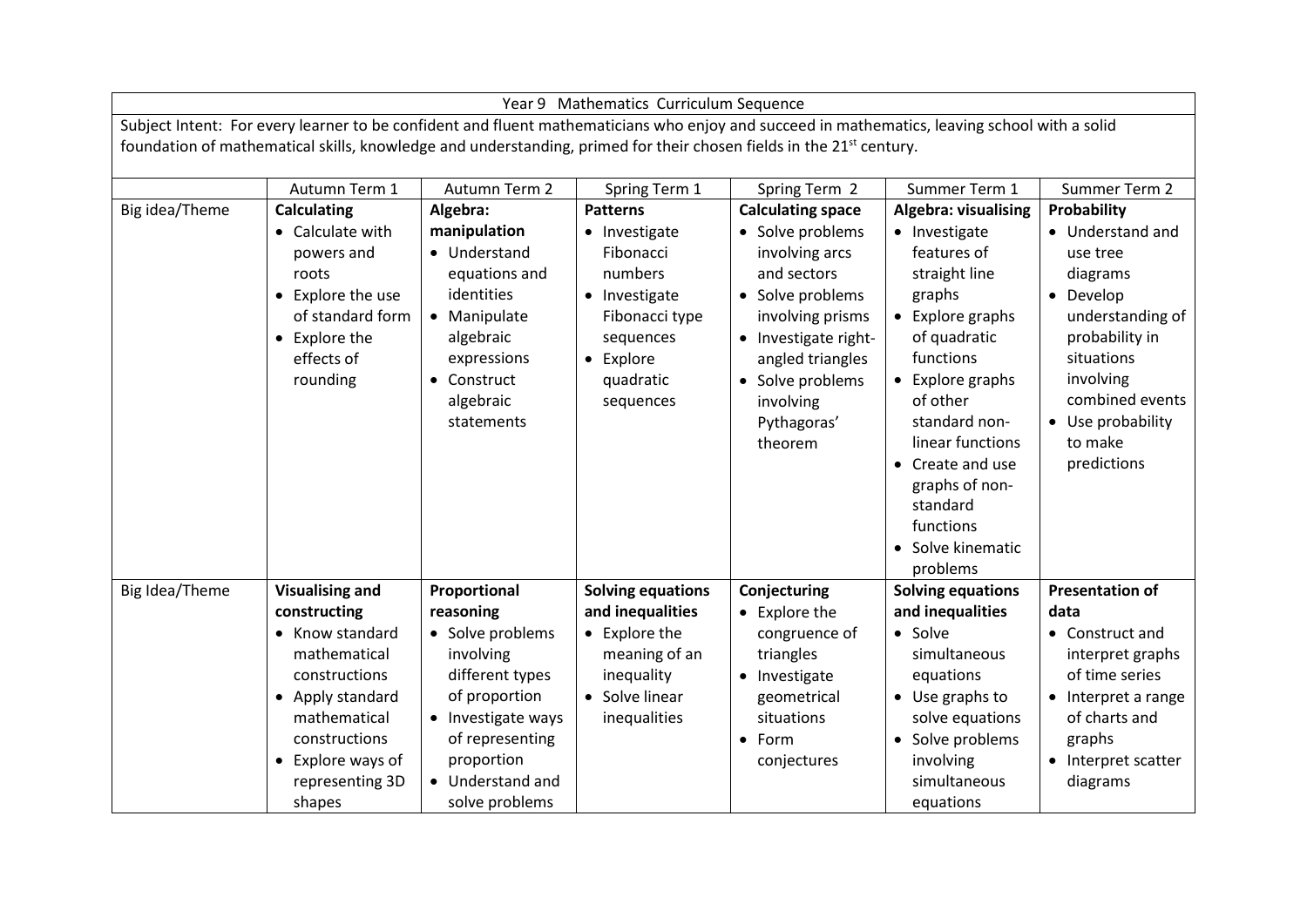| Year 9 Mathematics Curriculum Sequence | | | | | | |
|---|---|---|---|---|---|---|
| Subject Intent: For every learner to be confident and fluent mathematicians who enjoy and succeed in mathematics, leaving school with a solid foundation of mathematical skills, knowledge and understanding, primed for their chosen fields in the 21st century. | | | | | | |
| | Autumn Term 1 | Autumn Term 2 | Spring Term 1 | Spring Term 2 | Summer Term 1 | Summer Term 2 |
| Big idea/Theme | **Calculating**<br>• Calculate with powers and roots<br>• Explore the use of standard form<br>• Explore the effects of rounding | **Algebra: manipulation**<br>• Understand equations and identities<br>• Manipulate algebraic expressions<br>• Construct algebraic statements | **Patterns**<br>• Investigate Fibonacci numbers<br>• Investigate Fibonacci type sequences<br>• Explore quadratic sequences | **Calculating space**<br>• Solve problems involving arcs and sectors<br>• Solve problems involving prisms<br>• Investigate right-angled triangles<br>• Solve problems involving Pythagoras' theorem | **Algebra: visualising**<br>• Investigate features of straight line graphs<br>• Explore graphs of quadratic functions<br>• Explore graphs of other standard non-linear functions<br>• Create and use graphs of non-standard functions<br>• Solve kinematic problems | **Probability**<br>• Understand and use tree diagrams<br>• Develop understanding of probability in situations involving combined events<br>• Use probability to make predictions |
| Big Idea/Theme | **Visualising and constructing**<br>• Know standard mathematical constructions<br>• Apply standard mathematical constructions<br>• Explore ways of representing 3D shapes | **Proportional reasoning**<br>• Solve problems involving different types of proportion<br>• Investigate ways of representing proportion<br>• Understand and solve problems | **Solving equations and inequalities**<br>• Explore the meaning of an inequality<br>• Solve linear inequalities | **Conjecturing**<br>• Explore the congruence of triangles<br>• Investigate geometrical situations<br>• Form conjectures | **Solving equations and inequalities**<br>• Solve simultaneous equations<br>• Use graphs to solve equations<br>• Solve problems involving simultaneous equations | **Presentation of data**<br>• Construct and interpret graphs of time series<br>• Interpret a range of charts and graphs<br>• Interpret scatter diagrams |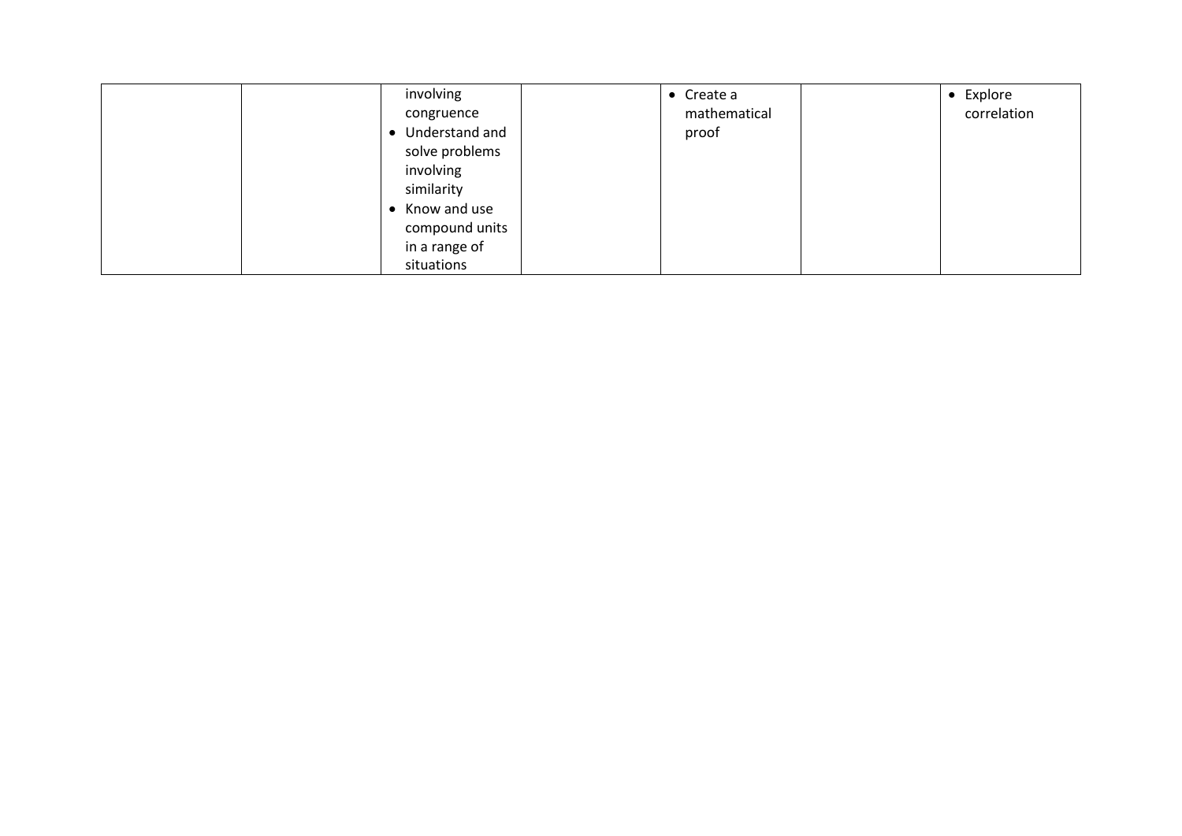| | | | | | | |
|---|---|---|---|---|---|---|
| | | involving congruence<br>• Understand and solve problems involving similarity<br>• Know and use compound units in a range of situations | | • Create a mathematical proof | | • Explore correlation |